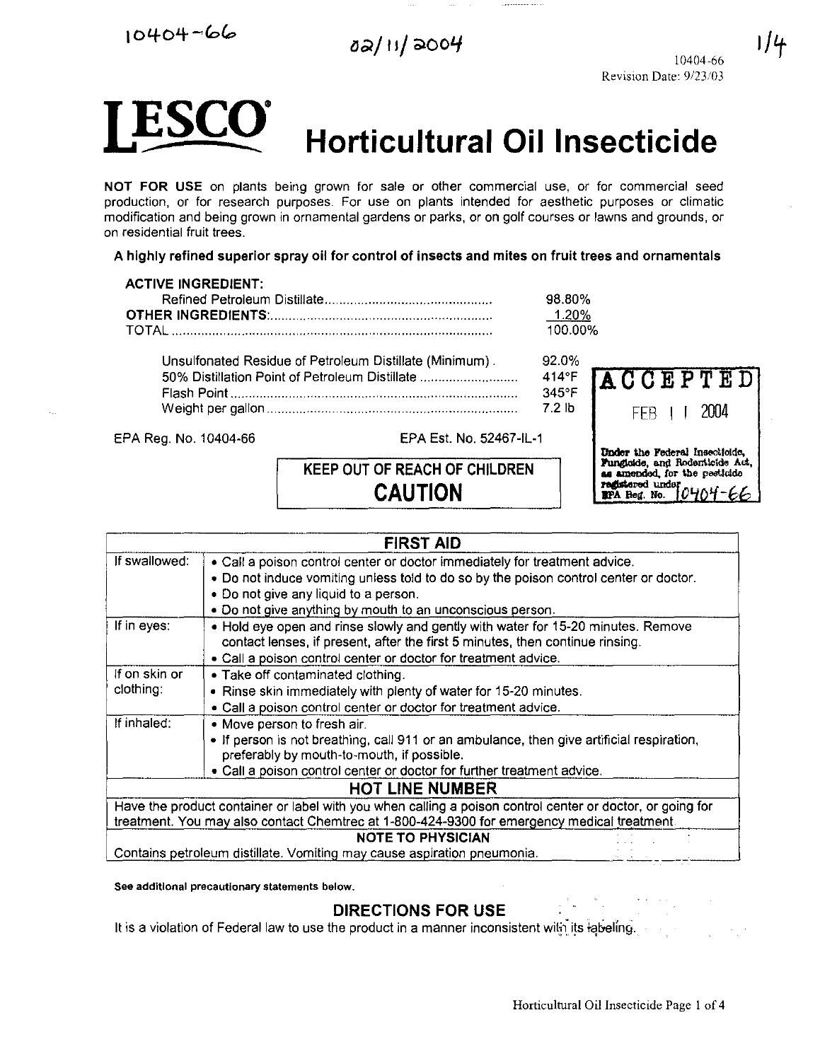10404-66 02/11/2004

10404-66
Revision Date: 9/23/03

# LESCO® Horticultural Oil Insecticide

**NOT FOR USE** on plants being grown for sale or other commercial use, or for commercial seed production, or for research purposes. For use on plants intended for aesthetic purposes or climatic modification and being grown in ornamental gardens or parks, or on golf courses or lawns and grounds, or on residential fruit trees.

**A highly refined superior spray oil for control of insects and mites on fruit trees and ornamentals**

| | |
|---|---|
| **ACTIVE INGREDIENT:** | |
| Refined Petroleum Distillate | 98.80% |
| **OTHER INGREDIENTS:** | 1.20% |
| TOTAL | 100.00% |

| | |
|---|---|
| Unsulfonated Residue of Petroleum Distillate (Minimum) | 92.0% |
| 50% Distillation Point of Petroleum Distillate | 414°F |
| Flash Point | 345°F |
| Weight per gallon | 7.2 lb |

EPA Reg. No. 10404-66 EPA Est. No. 52467-IL-1

ACCEPTED
FEB 11 2004
Under the Federal Insecticide, Fungicide, and Rodenticide Act, as amended, for the pesticide registered under EPA Reg. No. 10404-66

**KEEP OUT OF REACH OF CHILDREN**
**CAUTION**

| FIRST AID | |
|---|---|
| If swallowed: | • Call a poison control center or doctor immediately for treatment advice.<br>• Do not induce vomiting unless told to do so by the poison control center or doctor.<br>• Do not give any liquid to a person.<br>• Do not give anything by mouth to an unconscious person. |
| If in eyes: | • Hold eye open and rinse slowly and gently with water for 15-20 minutes. Remove contact lenses, if present, after the first 5 minutes, then continue rinsing.<br>• Call a poison control center or doctor for treatment advice. |
| If on skin or clothing: | • Take off contaminated clothing.<br>• Rinse skin immediately with plenty of water for 15-20 minutes.<br>• Call a poison control center or doctor for treatment advice. |
| If inhaled: | • Move person to fresh air.<br>• If person is not breathing, call 911 or an ambulance, then give artificial respiration, preferably by mouth-to-mouth, if possible.<br>• Call a poison control center or doctor for further treatment advice. |
| **HOT LINE NUMBER** | |
| Have the product container or label with you when calling a poison control center or doctor, or going for treatment. You may also contact Chemtrec at 1-800-424-9300 for emergency medical treatment | |
| **NOTE TO PHYSICIAN** | |
| Contains petroleum distillate. Vomiting may cause aspiration pneumonia. | |

**See additional precautionary statements below.**

## DIRECTIONS FOR USE

It is a violation of Federal law to use the product in a manner inconsistent with its labeling.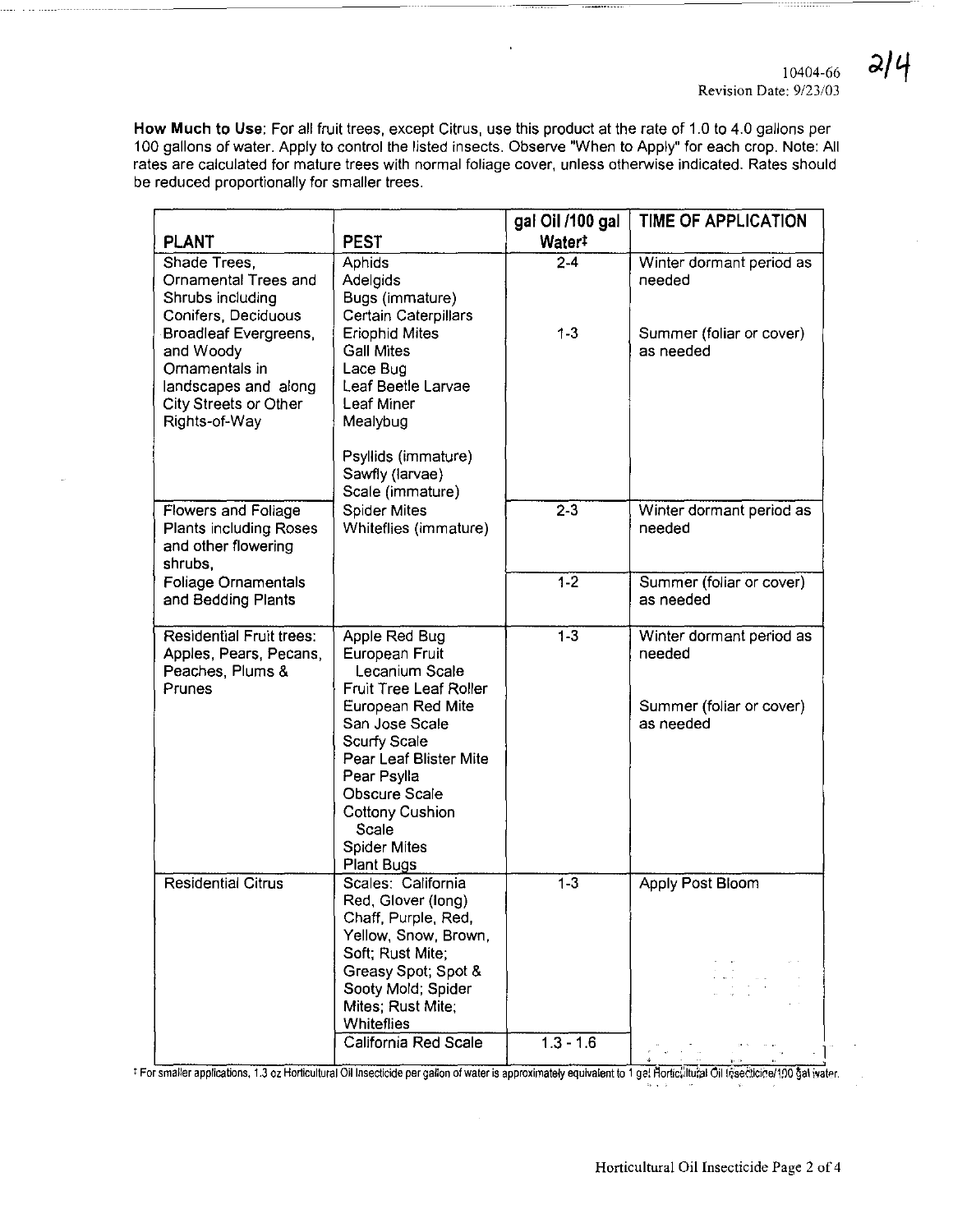**How Much to Use**: For all fruit trees, except Citrus, use this product at the rate of 1.0 to 4.0 gallons per 100 gallons of water. Apply to control the listed insects. Observe "When to Apply" for each crop. Note: All rates are calculated for mature trees with normal foliage cover, unless otherwise indicated. Rates should be reduced proportionally for smaller trees.

| PLANT | PEST | gal Oil /100 gal Water‡ | TIME OF APPLICATION |
|---|---|---|---|
| Shade Trees, Ornamental Trees and Shrubs including Conifers, Deciduous Broadleaf Evergreens, and Woody Ornamentals in landscapes and along City Streets or Other Rights-of-Way | Aphids<br>Adelgids<br>Bugs (immature)<br>Certain Caterpillars<br>Eriophid Mites<br>Gall Mites<br>Lace Bug<br>Leaf Beetle Larvae<br>Leaf Miner<br>Mealybug<br>Psyllids (immature)<br>Sawfly (larvae)<br>Scale (immature)<br>Spider Mites<br>Whiteflies (immature) | 2-4<br><br>1-3 | Winter dormant period as needed<br><br>Summer (foliar or cover) as needed |
| Flowers and Foliage Plants including Roses and other flowering shrubs, Foliage Ornamentals and Bedding Plants | | 2-3 | Winter dormant period as needed |
| | | 1-2 | Summer (foliar or cover) as needed |
| Residential Fruit trees: Apples, Pears, Pecans, Peaches, Plums & Prunes | Apple Red Bug<br>European Fruit Lecanium Scale<br>Fruit Tree Leaf Roller<br>European Red Mite<br>San Jose Scale<br>Scurfy Scale<br>Pear Leaf Blister Mite<br>Pear Psylla<br>Obscure Scale<br>Cottony Cushion Scale<br>Spider Mites<br>Plant Bugs | 1-3 | Winter dormant period as needed<br><br>Summer (foliar or cover) as needed |
| Residential Citrus | Scales: California Red, Glover (long) Chaff, Purple, Red, Yellow, Snow, Brown, Soft; Rust Mite; Greasy Spot; Spot & Sooty Mold; Spider Mites; Rust Mite; Whiteflies | 1-3 | Apply Post Bloom |
| | California Red Scale | 1.3 - 1.6 | |

‡ For smaller applications, 1.3 oz Horticultural Oil Insecticide per gallon of water is approximately equivalent to 1 gal Horticultural Oil Insecticide/100 gal water.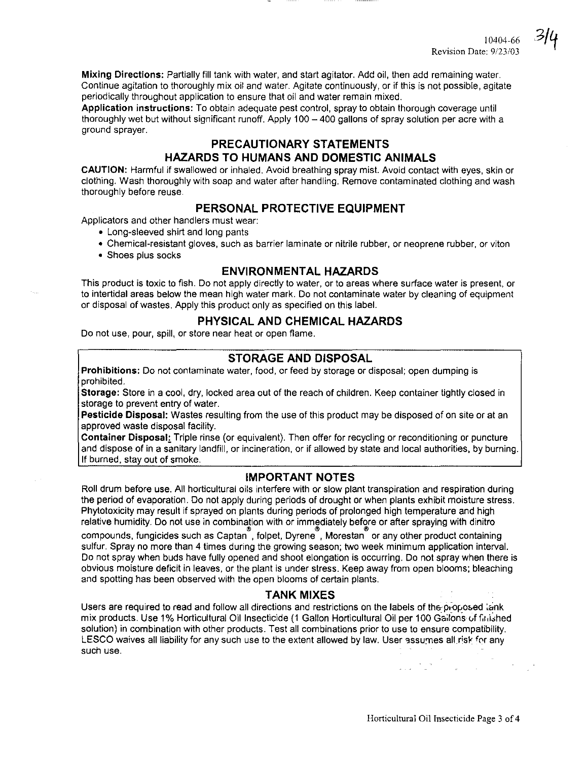**Mixing Directions:** Partially fill tank with water, and start agitator. Add oil, then add remaining water. Continue agitation to thoroughly mix oil and water. Agitate continuously, or if this is not possible, agitate periodically throughout application to ensure that oil and water remain mixed.

**Application instructions:** To obtain adequate pest control, spray to obtain thorough coverage until thoroughly wet but without significant runoff. Apply 100 – 400 gallons of spray solution per acre with a ground sprayer.

## PRECAUTIONARY STATEMENTS

## HAZARDS TO HUMANS AND DOMESTIC ANIMALS

**CAUTION:** Harmful if swallowed or inhaled. Avoid breathing spray mist. Avoid contact with eyes, skin or clothing. Wash thoroughly with soap and water after handling. Remove contaminated clothing and wash thoroughly before reuse.

## PERSONAL PROTECTIVE EQUIPMENT

Applicators and other handlers must wear:

- Long-sleeved shirt and long pants
- Chemical-resistant gloves, such as barrier laminate or nitrile rubber, or neoprene rubber, or viton
- Shoes plus socks

## ENVIRONMENTAL HAZARDS

This product is toxic to fish. Do not apply directly to water, or to areas where surface water is present, or to intertidal areas below the mean high water mark. Do not contaminate water by cleaning of equipment or disposal of wastes. Apply this product only as specified on this label.

## PHYSICAL AND CHEMICAL HAZARDS

Do not use, pour, spill, or store near heat or open flame.

## STORAGE AND DISPOSAL

**Prohibitions:** Do not contaminate water, food, or feed by storage or disposal; open dumping is prohibited.

**Storage:** Store in a cool, dry, locked area out of the reach of children. Keep container tightly closed in storage to prevent entry of water.

**Pesticide Disposal:** Wastes resulting from the use of this product may be disposed of on site or at an approved waste disposal facility.

**Container Disposal:** Triple rinse (or equivalent). Then offer for recycling or reconditioning or puncture and dispose of in a sanitary landfill, or incineration, or if allowed by state and local authorities, by burning. If burned, stay out of smoke.

## IMPORTANT NOTES

Roll drum before use. All horticultural oils interfere with or slow plant transpiration and respiration during the period of evaporation. Do not apply during periods of drought or when plants exhibit moisture stress. Phytotoxicity may result if sprayed on plants during periods of prolonged high temperature and high relative humidity. Do not use in combination with or immediately before or after spraying with dinitro compounds, fungicides such as Captan®, folpet, Dyrene®, Morestan® or any other product containing sulfur. Spray no more than 4 times during the growing season; two week minimum application interval. Do not spray when buds have fully opened and shoot elongation is occurring. Do not spray when there is obvious moisture deficit in leaves, or the plant is under stress. Keep away from open blooms; bleaching and spotting has been observed with the open blooms of certain plants.

## TANK MIXES

Users are required to read and follow all directions and restrictions on the labels of the proposed tank mix products. Use 1% Horticultural Oil Insecticide (1 Gallon Horticultural Oil per 100 Gallons of finished solution) in combination with other products. Test all combinations prior to use to ensure compatibility. LESCO waives all liability for any such use to the extent allowed by law. User assumes all risk for any such use.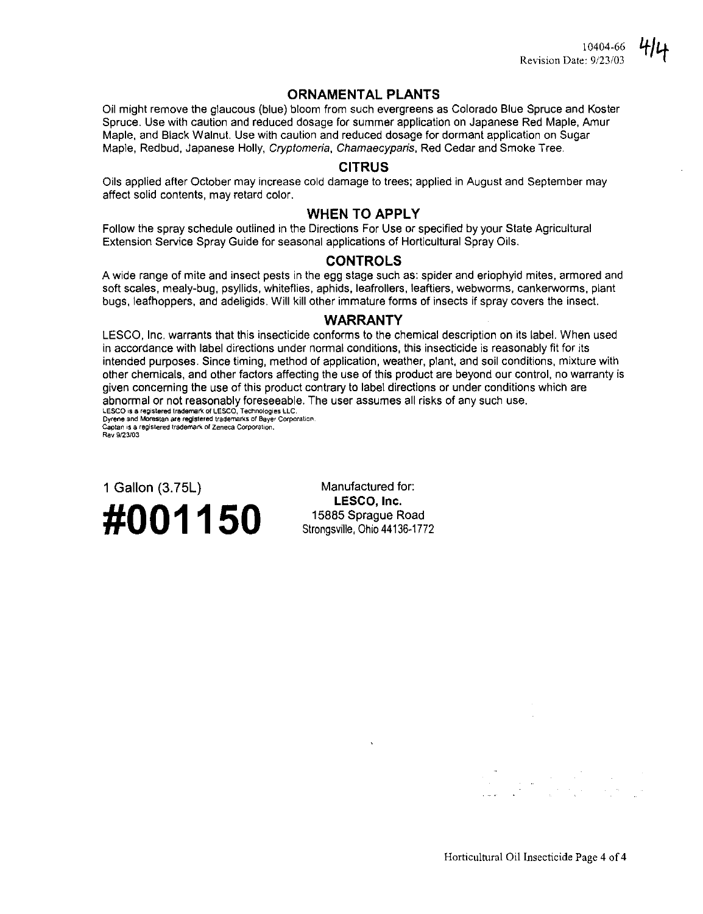## ORNAMENTAL PLANTS

Oil might remove the glaucous (blue) bloom from such evergreens as Colorado Blue Spruce and Koster Spruce. Use with caution and reduced dosage for summer application on Japanese Red Maple, Amur Maple, and Black Walnut. Use with caution and reduced dosage for dormant application on Sugar Maple, Redbud, Japanese Holly, *Cryptomeria*, *Chamaecyparis*, Red Cedar and Smoke Tree.

## CITRUS

Oils applied after October may increase cold damage to trees; applied in August and September may affect solid contents, may retard color.

## WHEN TO APPLY

Follow the spray schedule outlined in the Directions For Use or specified by your State Agricultural Extension Service Spray Guide for seasonal applications of Horticultural Spray Oils.

## CONTROLS

A wide range of mite and insect pests in the egg stage such as: spider and eriophyid mites, armored and soft scales, mealy-bug, psyllids, whiteflies, aphids, leafrollers, leaftiers, webworms, cankerworms, plant bugs, leafhoppers, and adeligids. Will kill other immature forms of insects if spray covers the insect.

## WARRANTY

LESCO, Inc. warrants that this insecticide conforms to the chemical description on its label. When used in accordance with label directions under normal conditions, this insecticide is reasonably fit for its intended purposes. Since timing, method of application, weather, plant, and soil conditions, mixture with other chemicals, and other factors affecting the use of this product are beyond our control, no warranty is given concerning the use of this product contrary to label directions or under conditions which are abnormal or not reasonably foreseeable. The user assumes all risks of any such use.

LESCO is a registered trademark of LESCO, Technologies LLC.
Dyrene and Morestan are registered trademarks of Bayer Corporation.
Captan is a registered trademark of Zeneca Corporation.
Rev 9/23/03

1 Gallon (3.75L)

**#001150**

Manufactured for:
**LESCO, Inc.**
15885 Sprague Road
Strongsville, Ohio 44136-1772